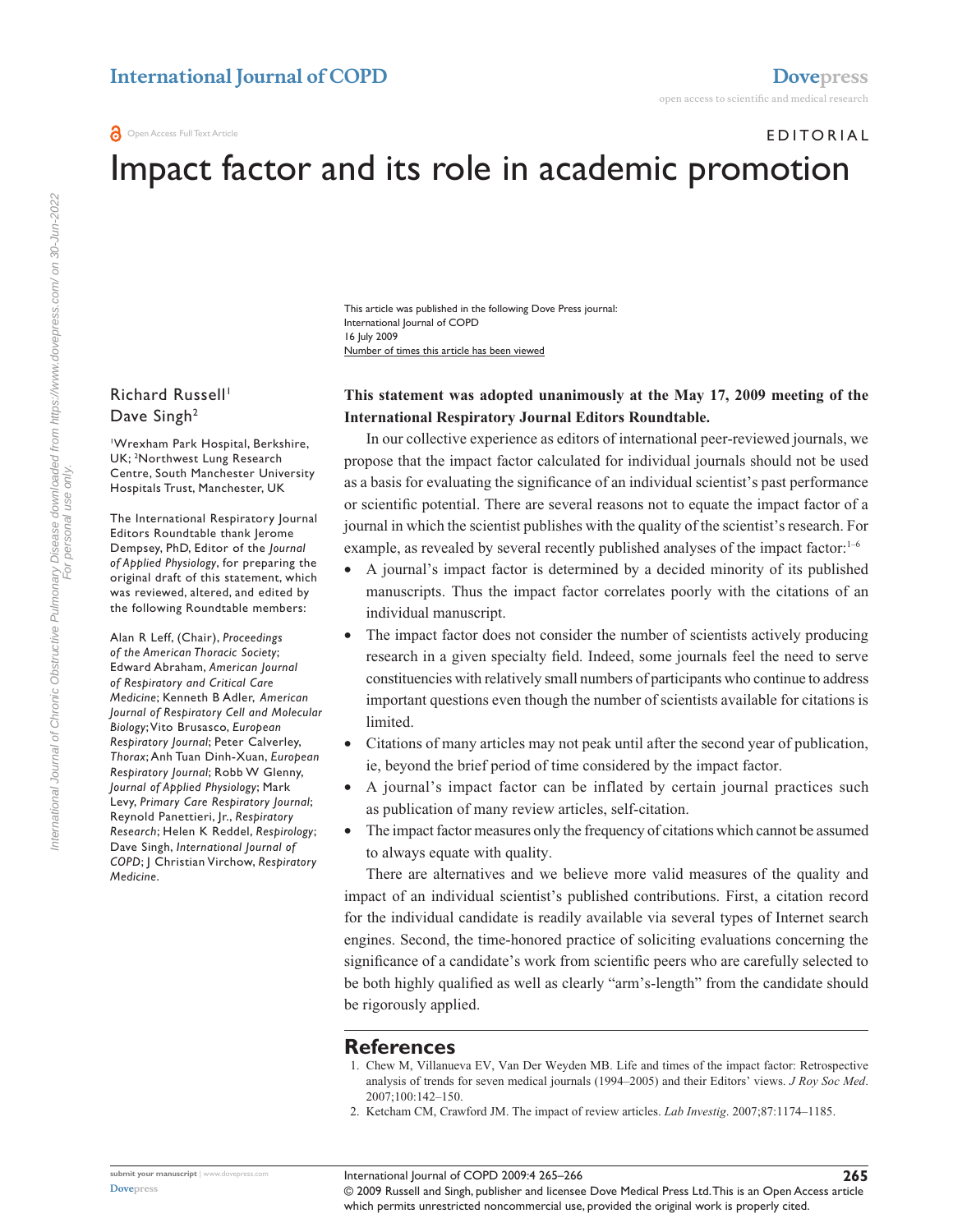EDITORIAL

# Impact factor and its role in academic promotion

This article was published in the following Dove Press journal:
International Journal of COPD
16 July 2009
Number of times this article has been viewed

Richard Russell[1]
Dave Singh[2]

[1]Wrexham Park Hospital, Berkshire, UK; [2]Northwest Lung Research Centre, South Manchester University Hospitals Trust, Manchester, UK

The International Respiratory Journal Editors Roundtable thank Jerome Dempsey, PhD, Editor of the *Journal of Applied Physiology*, for preparing the original draft of this statement, which was reviewed, altered, and edited by the following Roundtable members:

Alan R Leff, (Chair), *Proceedings of the American Thoracic Society*; Edward Abraham, *American Journal of Respiratory and Critical Care Medicine*; Kenneth B Adler, *American Journal of Respiratory Cell and Molecular Biology*; Vito Brusasco, *European Respiratory Journal*; Peter Calverley, *Thorax*; Anh Tuan Dinh-Xuan, *European Respiratory Journal*; Robb W Glenny, *Journal of Applied Physiology*; Mark Levy, *Primary Care Respiratory Journal*; Reynold Panettieri, Jr., *Respiratory Research*; Helen K Reddel, *Respirology*; Dave Singh, *International Journal of COPD*; J Christian Virchow, *Respiratory Medicine*.

**This statement was adopted unanimously at the May 17, 2009 meeting of the International Respiratory Journal Editors Roundtable.**

In our collective experience as editors of international peer-reviewed journals, we propose that the impact factor calculated for individual journals should not be used as a basis for evaluating the significance of an individual scientist's past performance or scientific potential. There are several reasons not to equate the impact factor of a journal in which the scientist publishes with the quality of the scientist's research. For example, as revealed by several recently published analyses of the impact factor:[1–6]

- A journal's impact factor is determined by a decided minority of its published manuscripts. Thus the impact factor correlates poorly with the citations of an individual manuscript.
- The impact factor does not consider the number of scientists actively producing research in a given specialty field. Indeed, some journals feel the need to serve constituencies with relatively small numbers of participants who continue to address important questions even though the number of scientists available for citations is limited.
- Citations of many articles may not peak until after the second year of publication, ie, beyond the brief period of time considered by the impact factor.
- A journal's impact factor can be inflated by certain journal practices such as publication of many review articles, self-citation.
- The impact factor measures only the frequency of citations which cannot be assumed to always equate with quality.

There are alternatives and we believe more valid measures of the quality and impact of an individual scientist's published contributions. First, a citation record for the individual candidate is readily available via several types of Internet search engines. Second, the time-honored practice of soliciting evaluations concerning the significance of a candidate's work from scientific peers who are carefully selected to be both highly qualified as well as clearly "arm's-length" from the candidate should be rigorously applied.

## References

1. Chew M, Villanueva EV, Van Der Weyden MB. Life and times of the impact factor: Retrospective analysis of trends for seven medical journals (1994–2005) and their Editors' views. *J Roy Soc Med*. 2007;100:142–150.
2. Ketcham CM, Crawford JM. The impact of review articles. *Lab Investig*. 2007;87:1174–1185.

© 2009 Russell and Singh, publisher and licensee Dove Medical Press Ltd. This is an Open Access article which permits unrestricted noncommercial use, provided the original work is properly cited.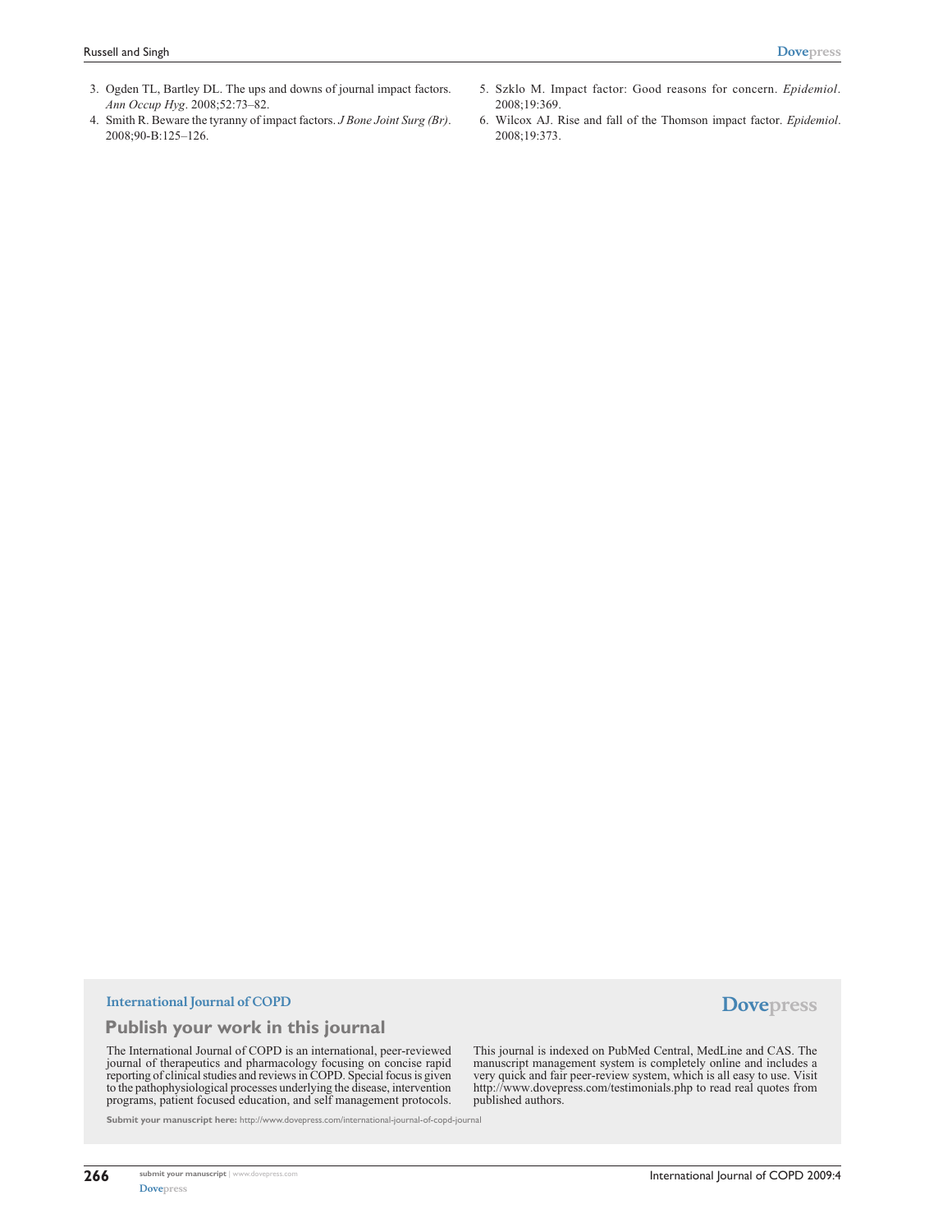3. Ogden TL, Bartley DL. The ups and downs of journal impact factors. *Ann Occup Hyg*. 2008;52:73–82.
4. Smith R. Beware the tyranny of impact factors. *J Bone Joint Surg (Br)*. 2008;90-B:125–126.
5. Szklo M. Impact factor: Good reasons for concern. *Epidemiol*. 2008;19:369.
6. Wilcox AJ. Rise and fall of the Thomson impact factor. *Epidemiol*. 2008;19:373.

**International Journal of COPD**

**Dovepress**

## Publish your work in this journal

The International Journal of COPD is an international, peer-reviewed journal of therapeutics and pharmacology focusing on concise rapid reporting of clinical studies and reviews in COPD. Special focus is given to the pathophysiological processes underlying the disease, intervention programs, patient focused education, and self management protocols. This journal is indexed on PubMed Central, MedLine and CAS. The manuscript management system is completely online and includes a very quick and fair peer-review system, which is all easy to use. Visit http://www.dovepress.com/testimonials.php to read real quotes from published authors.

**Submit your manuscript here:** http://www.dovepress.com/international-journal-of-copd-journal